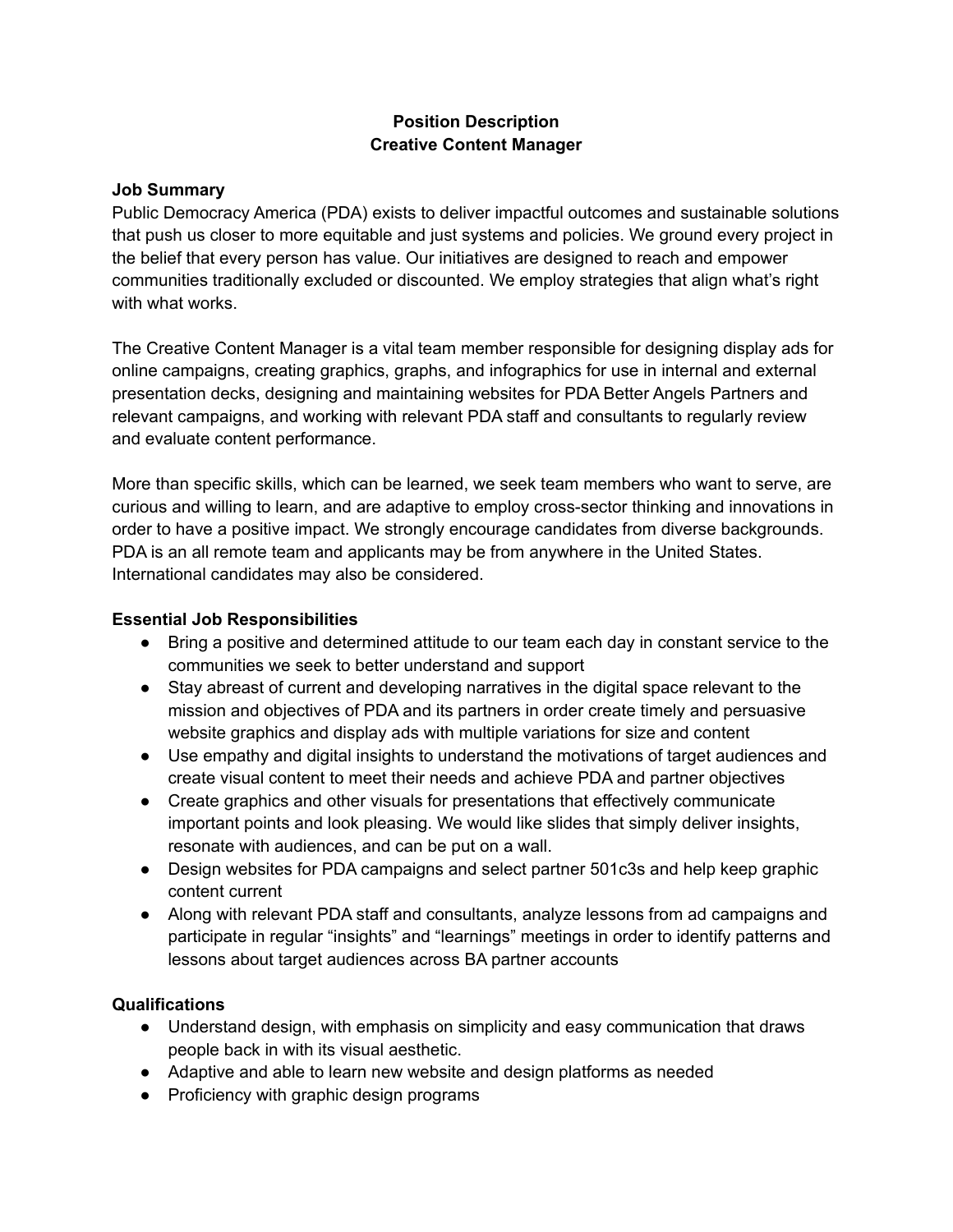# Position Description
# Creative Content Manager

## Job Summary

Public Democracy America (PDA) exists to deliver impactful outcomes and sustainable solutions that push us closer to more equitable and just systems and policies. We ground every project in the belief that every person has value. Our initiatives are designed to reach and empower communities traditionally excluded or discounted. We employ strategies that align what's right with what works.

The Creative Content Manager is a vital team member responsible for designing display ads for online campaigns, creating graphics, graphs, and infographics for use in internal and external presentation decks, designing and maintaining websites for PDA Better Angels Partners and relevant campaigns, and working with relevant PDA staff and consultants to regularly review and evaluate content performance.

More than specific skills, which can be learned, we seek team members who want to serve, are curious and willing to learn, and are adaptive to employ cross-sector thinking and innovations in order to have a positive impact. We strongly encourage candidates from diverse backgrounds. PDA is an all remote team and applicants may be from anywhere in the United States. International candidates may also be considered.

## Essential Job Responsibilities

- Bring a positive and determined attitude to our team each day in constant service to the communities we seek to better understand and support
- Stay abreast of current and developing narratives in the digital space relevant to the mission and objectives of PDA and its partners in order create timely and persuasive website graphics and display ads with multiple variations for size and content
- Use empathy and digital insights to understand the motivations of target audiences and create visual content to meet their needs and achieve PDA and partner objectives
- Create graphics and other visuals for presentations that effectively communicate important points and look pleasing. We would like slides that simply deliver insights, resonate with audiences, and can be put on a wall.
- Design websites for PDA campaigns and select partner 501c3s and help keep graphic content current
- Along with relevant PDA staff and consultants, analyze lessons from ad campaigns and participate in regular "insights" and "learnings" meetings in order to identify patterns and lessons about target audiences across BA partner accounts

## Qualifications

- Understand design, with emphasis on simplicity and easy communication that draws people back in with its visual aesthetic.
- Adaptive and able to learn new website and design platforms as needed
- Proficiency with graphic design programs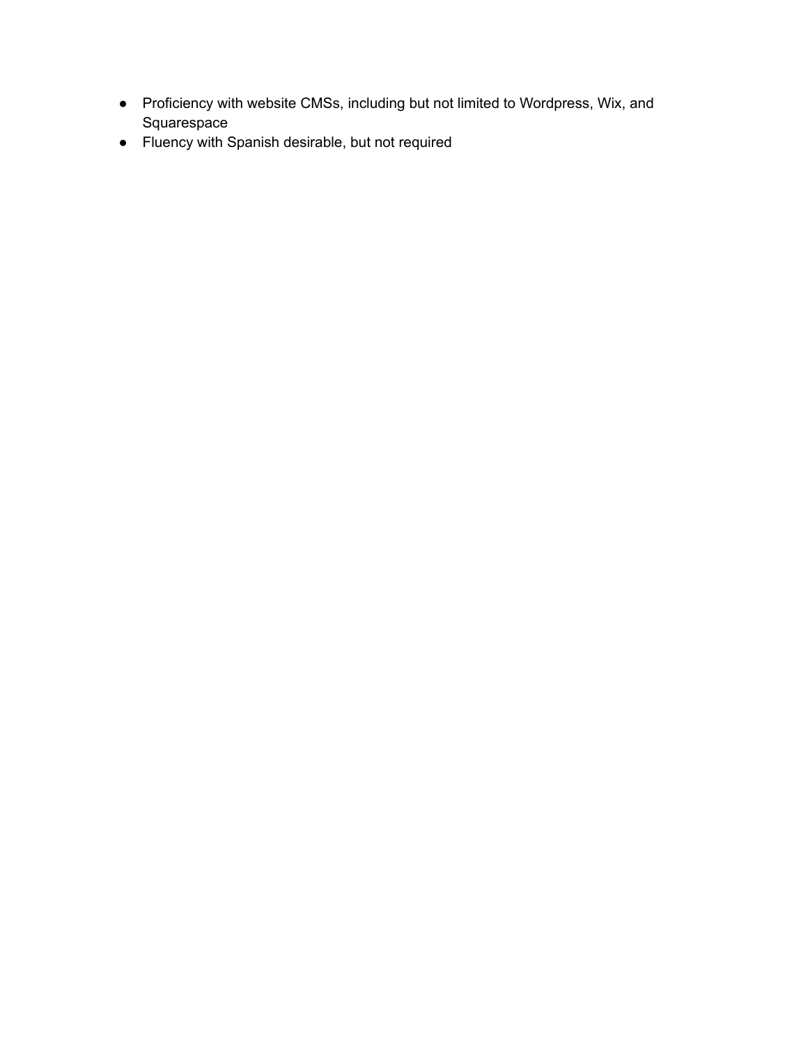- Proficiency with website CMSs, including but not limited to Wordpress, Wix, and Squarespace
- Fluency with Spanish desirable, but not required